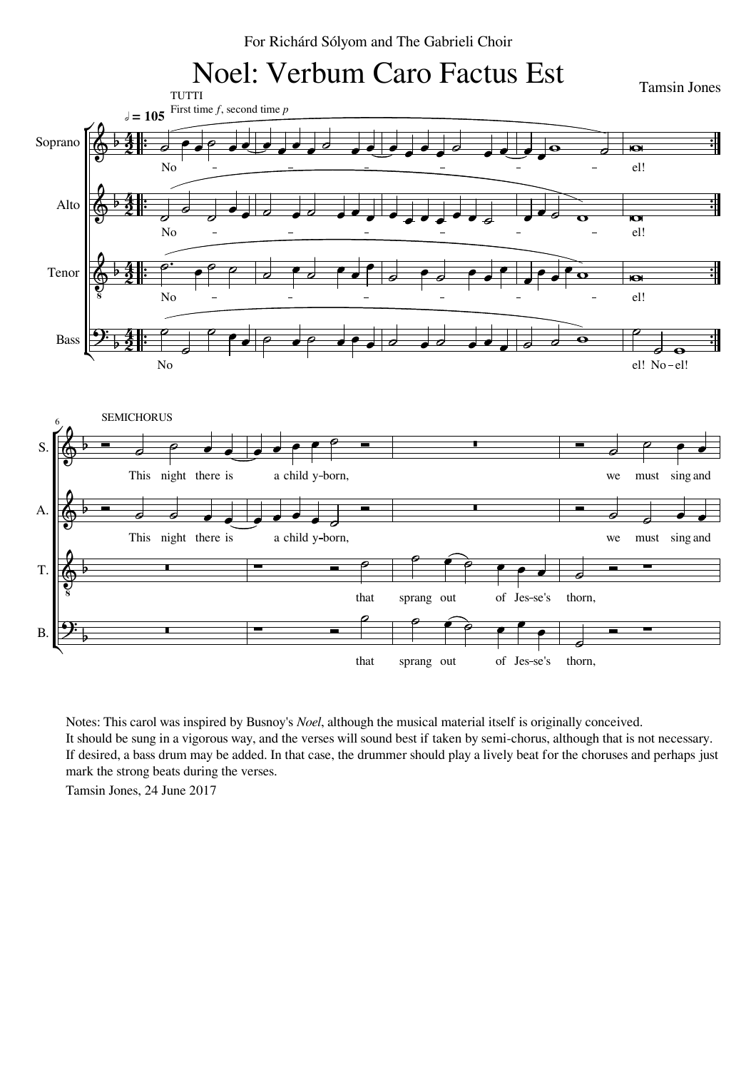For Richárd Sólyom and The Gabrieli Choir

# Noel: Verbum Caro Factus Est

Tamsin Jones

Notes: This carol was inspired by Busnoy's *Noel*, although the musical material itself is originally conceived.
It should be sung in a vigorous way, and the verses will sound best if taken by semi-chorus, although that is not necessary.
If desired, a bass drum may be added. In that case, the drummer should play a lively beat for the choruses and perhaps just mark the strong beats during the verses.

Tamsin Jones, 24 June 2017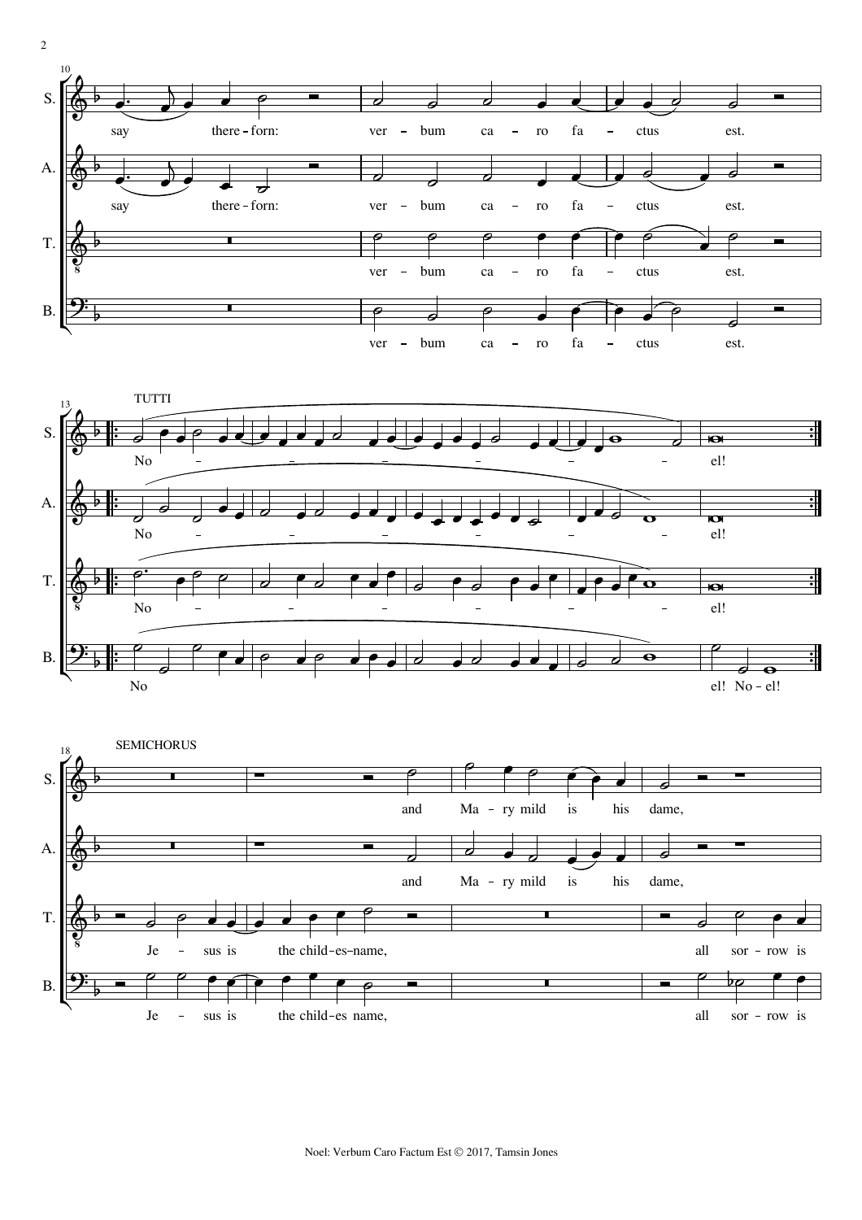S.: say there-forn: ver-bum ca-ro fa-ctus est.

A.: say there-forn: ver-bum ca-ro fa-ctus est.

T.: ver-bum ca-ro fa-ctus est.

B.: ver-bum ca-ro fa-ctus est.

TUTTI

S.: No - - - - - - el!

A.: No - - - - - - el!

T.: No - - - - - - el!

B.: No el! No-el!

SEMICHORUS

S.: and Ma-ry mild is his dame,

A.: and Ma-ry mild is his dame,

T.: Je - sus is the child-es-name, all sor-row is

B.: Je - sus is the child-es name, all sor-row is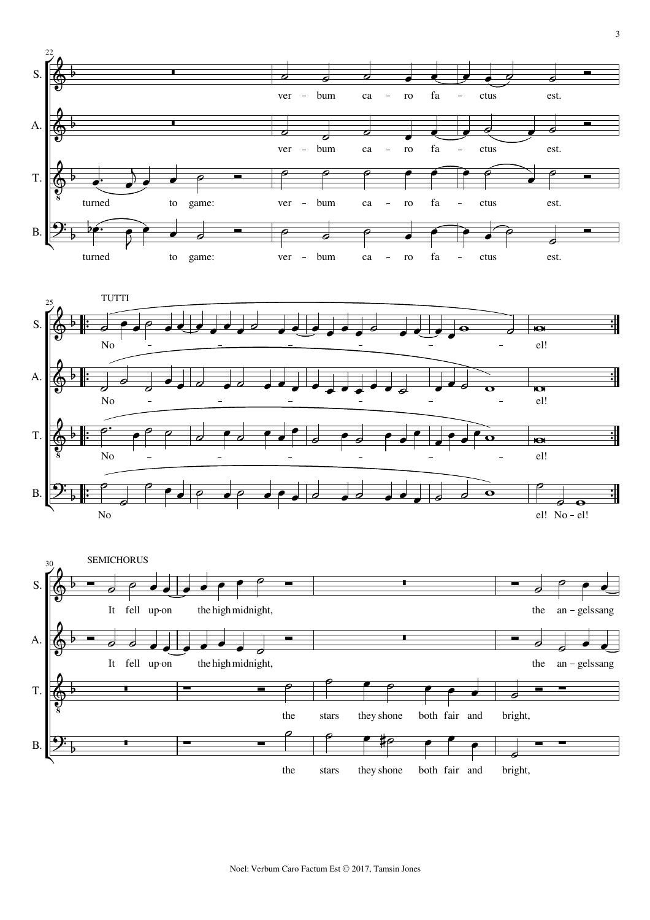S. ver – bum ca – ro fa – ctus est.

A. ver – bum ca – ro fa – ctus est.

T. turned to game: ver – bum ca – ro fa – ctus est.

B. turned to game: ver – bum ca – ro fa – ctus est.

TUTTI

S. No – – – – – – el!

A. No – – – – – – el!

T. No – – – – – – el!

B. No el! No – el!

SEMICHORUS

S. It fell up-on the high midnight, the an – gels sang

A. It fell up-on the high midnight, the an – gels sang

T. the stars they shone both fair and bright,

B. the stars they shone both fair and bright,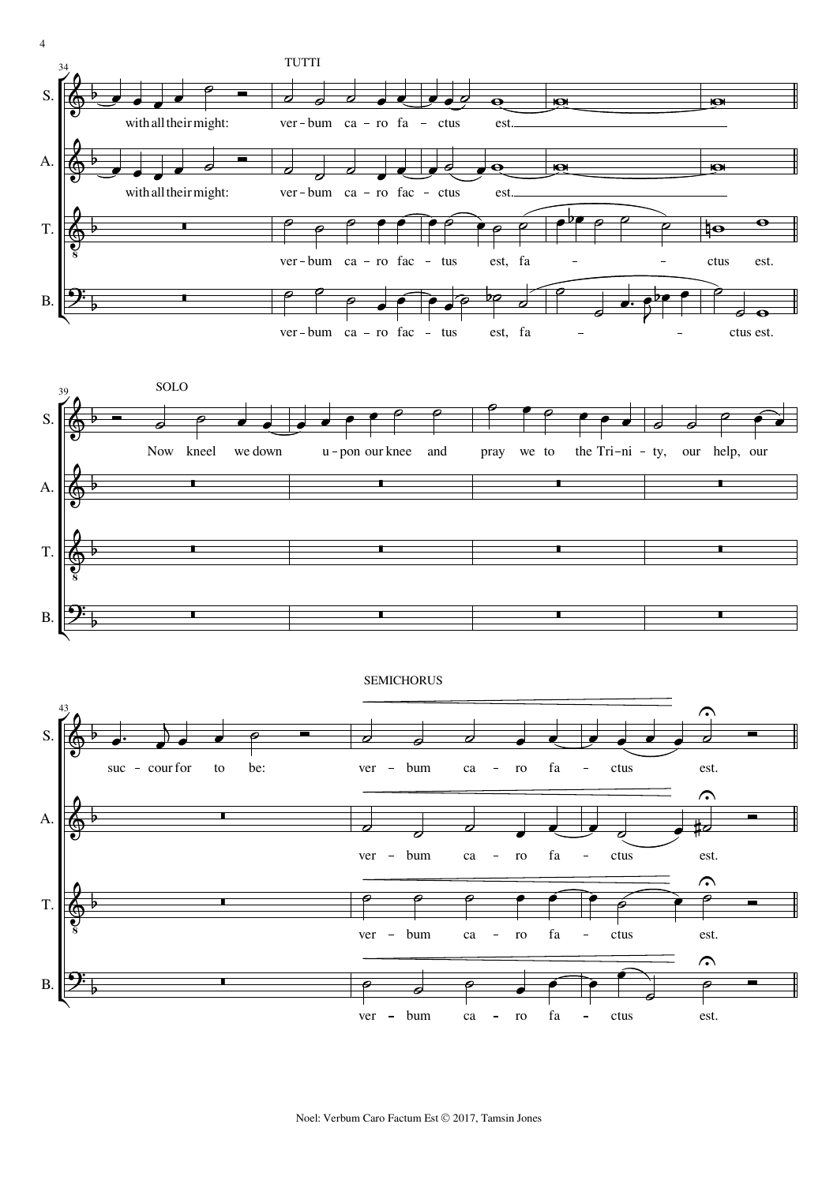TUTTI

S. with all their might: ver - bum ca - ro fa - ctus est.

A. with all their might: ver - bum ca - ro fac - ctus est.

T. ver - bum ca - ro fac - tus est, fa - - ctus est.

B. ver - bum ca - ro fac - tus est, fa - - ctus est.

SOLO

S. Now kneel we down u - pon our knee and pray we to the Tri - ni - ty, our help, our suc - cour for to be:

SEMICHORUS

S. ver - bum ca - ro fa - ctus est.

A. ver - bum ca - ro fa - ctus est.

T. ver - bum ca - ro fa - ctus est.

B. ver - bum ca - ro fa - ctus est.

Noel: Verbum Caro Factum Est © 2017, Tamsin Jones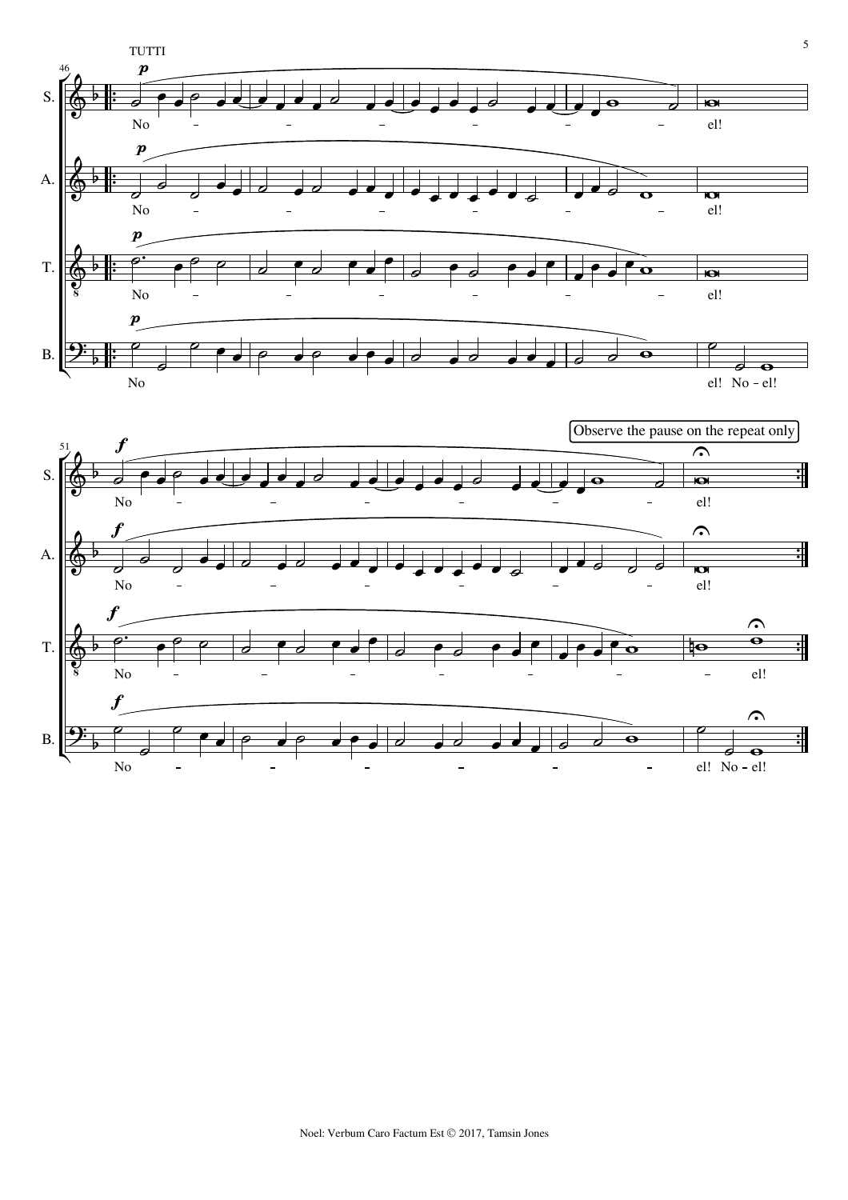TUTTI

Observe the pause on the repeat only